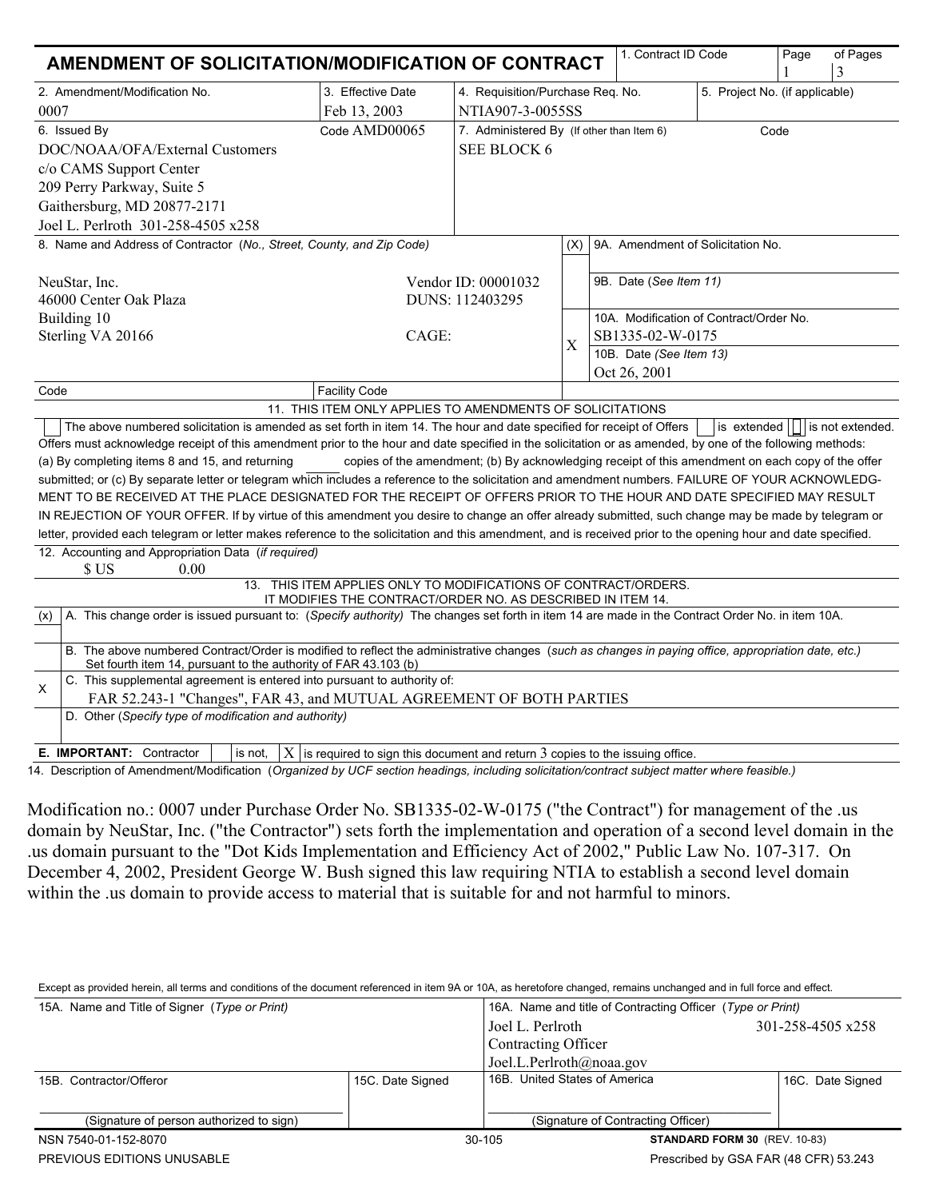# AMENDMENT OF SOLICITATION/MODIFICATION OF CONTRACT

| 1. Contract ID Code | Page | of Pages |
|---|---|---|
| | 1 | 3 |

| 2. Amendment/Modification No. | 3. Effective Date | 4. Requisition/Purchase Req. No. | 5. Project No. (if applicable) |
|---|---|---|---|
| 0007 | Feb 13, 2003 | NTIA907-3-0055SS | |

| 6. Issued By | Code AMD00065 | 7. Administered By (If other than Item 6) | Code |
|---|---|---|---|
| DOC/NOAA/OFA/External Customers<br>c/o CAMS Support Center<br>209 Perry Parkway, Suite 5<br>Gaithersburg, MD 20877-2171<br>Joel L. Perlroth 301-258-4505 x258 | | SEE BLOCK 6 | |

**8. Name and Address of Contractor** (*No., Street, County, and Zip Code*)

NeuStar, Inc.
46000 Center Oak Plaza
Building 10
Sterling VA 20166

Vendor ID: 00001032
DUNS: 112403295
CAGE:

Code | Facility Code

| (X) | |
|---|---|
| | 9A. Amendment of Solicitation No. |
| | 9B. Date (*See Item 11*) |
| X | 10A. Modification of Contract/Order No.<br>SB1335-02-W-0175 |
| | 10B. Date (*See Item 13*)<br>Oct 26, 2001 |

**11. THIS ITEM ONLY APPLIES TO AMENDMENTS OF SOLICITATIONS**

☐ The above numbered solicitation is amended as set forth in item 14. The hour and date specified for receipt of Offers ☐ is extended ☐ is not extended. Offers must acknowledge receipt of this amendment prior to the hour and date specified in the solicitation or as amended, by one of the following methods: (a) By completing items 8 and 15, and returning ____ copies of the amendment; (b) By acknowledging receipt of this amendment on each copy of the offer submitted; or (c) By separate letter or telegram which includes a reference to the solicitation and amendment numbers. FAILURE OF YOUR ACKNOWLEDGMENT TO BE RECEIVED AT THE PLACE DESIGNATED FOR THE RECEIPT OF OFFERS PRIOR TO THE HOUR AND DATE SPECIFIED MAY RESULT IN REJECTION OF YOUR OFFER. If by virtue of this amendment you desire to change an offer already submitted, such change may be made by telegram or letter, provided each telegram or letter makes reference to the solicitation and this amendment, and is received prior to the opening hour and date specified.

**12. Accounting and Appropriation Data** (*if required*)
$ US 0.00

**13. THIS ITEM APPLIES ONLY TO MODIFICATIONS OF CONTRACT/ORDERS. IT MODIFIES THE CONTRACT/ORDER NO. AS DESCRIBED IN ITEM 14.**

| (x) | |
|---|---|
| | A. This change order is issued pursuant to: (*Specify authority*) The changes set forth in item 14 are made in the Contract Order No. in item 10A. |
| | B. The above numbered Contract/Order is modified to reflect the administrative changes (*such as changes in paying office, appropriation date, etc.*) Set fourth item 14, pursuant to the authority of FAR 43.103 (b) |
| X | C. This supplemental agreement is entered into pursuant to authority of:<br>FAR 52.243-1 "Changes", FAR 43, and MUTUAL AGREEMENT OF BOTH PARTIES |
| | D. Other (*Specify type of modification and authority*) |

**E. IMPORTANT:** Contractor ☐ is not, ☒ is required to sign this document and return 3 copies to the issuing office.

**14. Description of Amendment/Modification** (*Organized by UCF section headings, including solicitation/contract subject matter where feasible.*)

Modification no.: 0007 under Purchase Order No. SB1335-02-W-0175 ("the Contract") for management of the .us domain by NeuStar, Inc. ("the Contractor") sets forth the implementation and operation of a second level domain in the .us domain pursuant to the "Dot Kids Implementation and Efficiency Act of 2002," Public Law No. 107-317. On December 4, 2002, President George W. Bush signed this law requiring NTIA to establish a second level domain within the .us domain to provide access to material that is suitable for and not harmful to minors.

Except as provided herein, all terms and conditions of the document referenced in item 9A or 10A, as heretofore changed, remains unchanged and in full force and effect.

| 15A. Name and Title of Signer (*Type or Print*) | | 16A. Name and title of Contracting Officer (*Type or Print*) | |
|---|---|---|---|
| | | Joel L. Perlroth<br>Contracting Officer<br>Joel.L.Perlroth@noaa.gov | 301-258-4505 x258 |
| 15B. Contractor/Offeror | 15C. Date Signed | 16B. United States of America | 16C. Date Signed |
| (Signature of person authorized to sign) | | (Signature of Contracting Officer) | |

NSN 7540-01-152-8070 | 30-105 | **STANDARD FORM 30** (REV. 10-83)
PREVIOUS EDITIONS UNUSABLE | Prescribed by GSA FAR (48 CFR) 53.243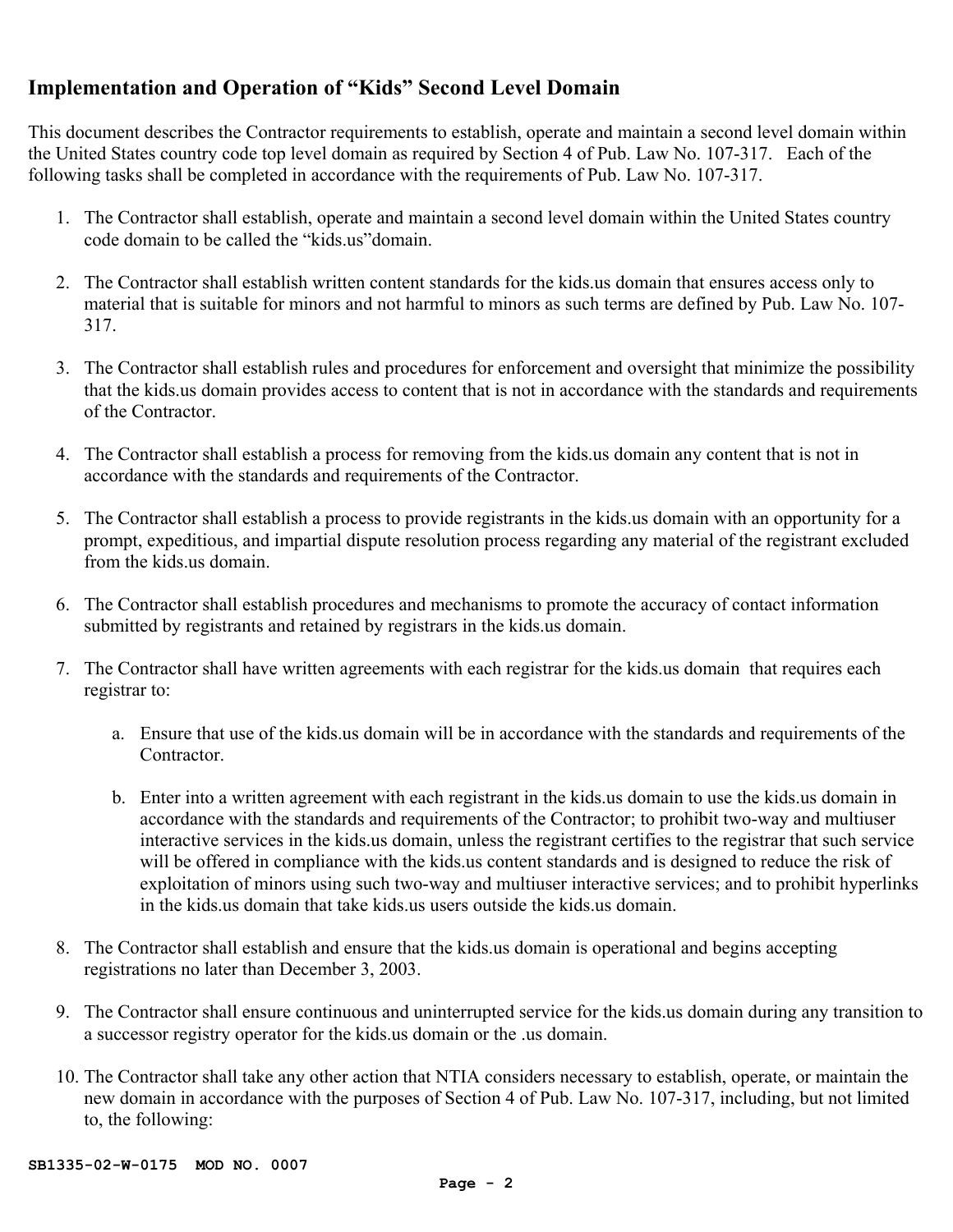## Implementation and Operation of "Kids" Second Level Domain

This document describes the Contractor requirements to establish, operate and maintain a second level domain within the United States country code top level domain as required by Section 4 of Pub. Law No. 107-317. Each of the following tasks shall be completed in accordance with the requirements of Pub. Law No. 107-317.

1. The Contractor shall establish, operate and maintain a second level domain within the United States country code domain to be called the "kids.us"domain.

2. The Contractor shall establish written content standards for the kids.us domain that ensures access only to material that is suitable for minors and not harmful to minors as such terms are defined by Pub. Law No. 107-317.

3. The Contractor shall establish rules and procedures for enforcement and oversight that minimize the possibility that the kids.us domain provides access to content that is not in accordance with the standards and requirements of the Contractor.

4. The Contractor shall establish a process for removing from the kids.us domain any content that is not in accordance with the standards and requirements of the Contractor.

5. The Contractor shall establish a process to provide registrants in the kids.us domain with an opportunity for a prompt, expeditious, and impartial dispute resolution process regarding any material of the registrant excluded from the kids.us domain.

6. The Contractor shall establish procedures and mechanisms to promote the accuracy of contact information submitted by registrants and retained by registrars in the kids.us domain.

7. The Contractor shall have written agreements with each registrar for the kids.us domain that requires each registrar to:

    a. Ensure that use of the kids.us domain will be in accordance with the standards and requirements of the Contractor.

    b. Enter into a written agreement with each registrant in the kids.us domain to use the kids.us domain in accordance with the standards and requirements of the Contractor; to prohibit two-way and multiuser interactive services in the kids.us domain, unless the registrant certifies to the registrar that such service will be offered in compliance with the kids.us content standards and is designed to reduce the risk of exploitation of minors using such two-way and multiuser interactive services; and to prohibit hyperlinks in the kids.us domain that take kids.us users outside the kids.us domain.

8. The Contractor shall establish and ensure that the kids.us domain is operational and begins accepting registrations no later than December 3, 2003.

9. The Contractor shall ensure continuous and uninterrupted service for the kids.us domain during any transition to a successor registry operator for the kids.us domain or the .us domain.

10. The Contractor shall take any other action that NTIA considers necessary to establish, operate, or maintain the new domain in accordance with the purposes of Section 4 of Pub. Law No. 107-317, including, but not limited to, the following:

SB1335-02-W-0175 MOD NO. 0007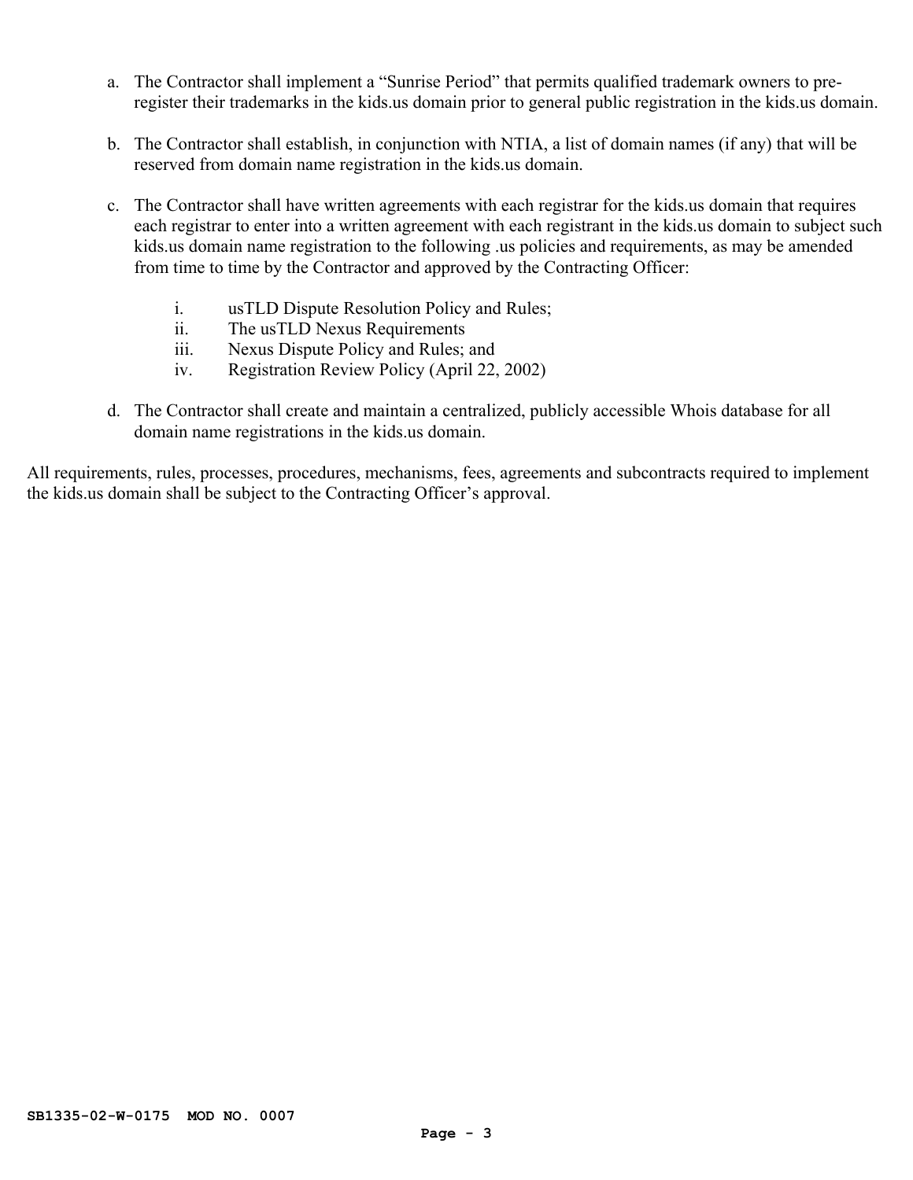a. The Contractor shall implement a "Sunrise Period" that permits qualified trademark owners to pre-register their trademarks in the kids.us domain prior to general public registration in the kids.us domain.

b. The Contractor shall establish, in conjunction with NTIA, a list of domain names (if any) that will be reserved from domain name registration in the kids.us domain.

c. The Contractor shall have written agreements with each registrar for the kids.us domain that requires each registrar to enter into a written agreement with each registrant in the kids.us domain to subject such kids.us domain name registration to the following .us policies and requirements, as may be amended from time to time by the Contractor and approved by the Contracting Officer:

   i. usTLD Dispute Resolution Policy and Rules;
   ii. The usTLD Nexus Requirements
   iii. Nexus Dispute Policy and Rules; and
   iv. Registration Review Policy (April 22, 2002)

d. The Contractor shall create and maintain a centralized, publicly accessible Whois database for all domain name registrations in the kids.us domain.

All requirements, rules, processes, procedures, mechanisms, fees, agreements and subcontracts required to implement the kids.us domain shall be subject to the Contracting Officer's approval.

SB1335-02-W-0175 MOD NO. 0007